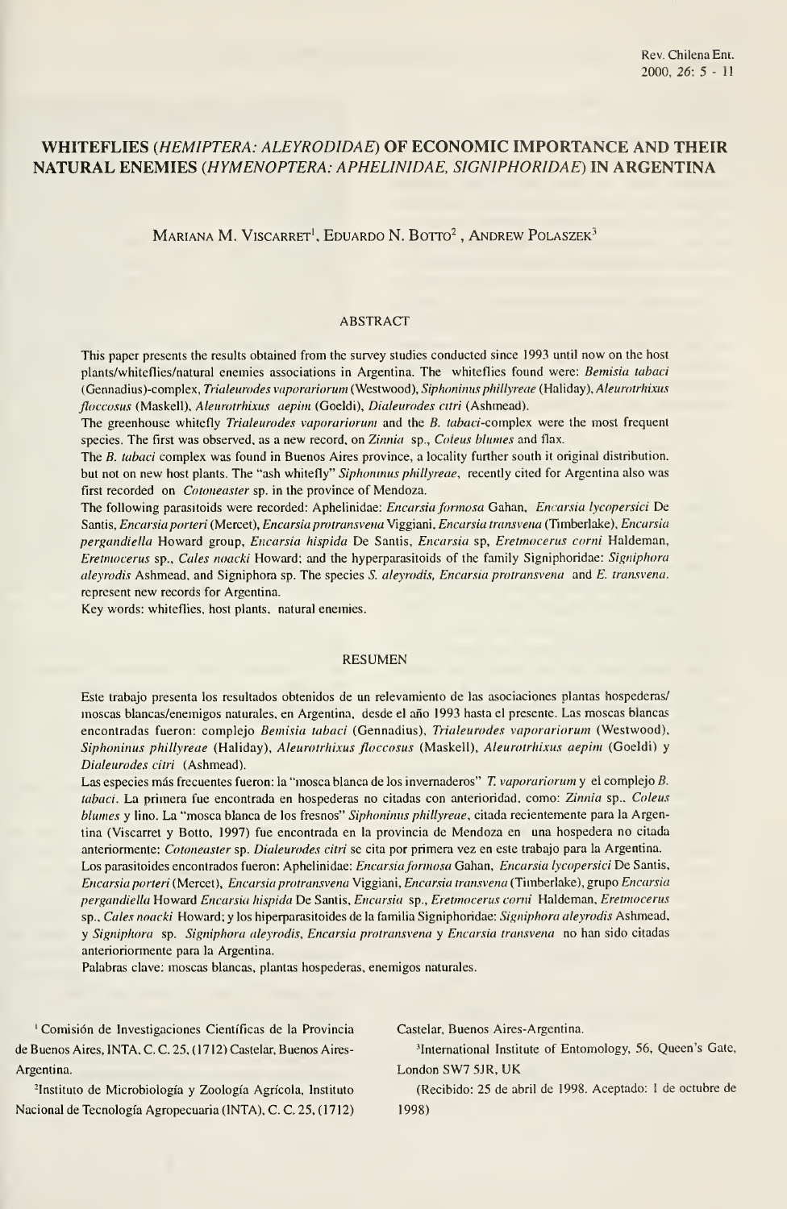# WHITEFLIES (*HEMIPTERA: ALEYRODIDAE*) OF ECONOMIC IMPORTANCE AND THEIR NATURAL ENEMIES (*HYMENOPTERA: APHELINIDAE, SIGNIPHORIDAE*) IN ARGENTINA

MARIANA M. VISCARRET[1], EDUARDO N. BOTTO[2], ANDREW POLASZEK[3]

## ABSTRACT

This paper presents the results obtained from the survey studies conducted since 1993 until now on the host plants/whiteflies/natural enemies associations in Argentina. The whiteflies found were: *Bemisia tabaci* (Gennadius)-complex, *Trialeurodes vaporariorum* (Westwood), *Siphoninus phillyreae* (Haliday), *Aleurotrhixus floccosus* (Maskell), *Aleurotrhixus aepim* (Goeldi), *Dialeurodes citri* (Ashmead).

The greenhouse whitefly *Trialeurodes vaporariorum* and the *B. tabaci*-complex were the most frequent species. The first was observed, as a new record, on *Zinnia* sp., *Coleus blumes* and flax.

The *B. tabaci* complex was found in Buenos Aires province, a locality further south it original distribution. but not on new host plants. The "ash whitefly" *Siphoninus phillyreae*, recently cited for Argentina also was first recorded on *Cotoneaster* sp. in the province of Mendoza.

The following parasitoids were recorded: Aphelinidae: *Encarsia formosa* Gahan, *Encarsia lycopersici* De Santis, *Encarsia porteri* (Mercet), *Encarsia protransvena* Viggiani, *Encarsia transvena* (Timberlake), *Encarsia pergandiella* Howard group, *Encarsia hispida* De Santis, *Encarsia* sp, *Eretmocerus corni* Haldeman, *Eretmocerus* sp., *Cales noacki* Howard; and the hyperparasitoids of the family Signiphoridae: *Signiphora aleyrodis* Ashmead, and Signiphora sp. The species *S. aleyrodis, Encarsia protransvena* and *E. transvena*. represent new records for Argentina.

Key words: whiteflies, host plants, natural enemies.

## RESUMEN

Este trabajo presenta los resultados obtenidos de un relevamiento de las asociaciones plantas hospederas/ moscas blancas/enemigos naturales, en Argentina, desde el año 1993 hasta el presente. Las moscas blancas encontradas fueron: complejo *Bemisia tabaci* (Gennadius), *Trialeurodes vaporariorum* (Westwood), *Siphoninus phillyreae* (Haliday), *Aleurotrhixus floccosus* (Maskell), *Aleurotrhixus aepim* (Goeldi) y *Dialeurodes citri* (Ashmead).

Las especies más frecuentes fueron: la "mosca blanca de los invernaderos" *T. vaporariorum* y el complejo *B. tabaci*. La primera fue encontrada en hospederas no citadas con anterioridad, como: *Zinnia* sp., *Coleus blumes* y lino. La "mosca blanca de los fresnos" *Siphoninus phillyreae*, citada recientemente para la Argentina (Viscarret y Botto, 1997) fue encontrada en la provincia de Mendoza en una hospedera no citada anteriormente: *Cotoneaster* sp. *Dialeurodes citri* se cita por primera vez en este trabajo para la Argentina.

Los parasitoides encontrados fueron: Aphelinidae: *Encarsia formosa* Gahan, *Encarsia lycopersici* De Santis, *Encarsia porteri* (Mercet), *Encarsia protransvena* Viggiani, *Encarsia transvena* (Timberlake), grupo *Encarsia pergandiella* Howard *Encarsia hispida* De Santis, *Encarsia* sp., *Eretmocerus corni* Haldeman, *Eretmocerus* sp., *Cales noacki* Howard; y los hiperparasitoides de la familia Signiphoridae: *Signiphora aleyrodis* Ashmead, y *Signiphora* sp. *Signiphora aleyrodis, Encarsia protransvena* y *Encarsia transvena* no han sido citadas anteriormente para la Argentina.

Palabras clave: moscas blancas, plantas hospederas, enemigos naturales.

[1] Comisión de Investigaciones Científicas de la Provincia de Buenos Aires, INTA, C. C. 25, (1712) Castelar, Buenos Aires-Argentina.

[2] Instituto de Microbiología y Zoología Agrícola, Instituto Nacional de Tecnología Agropecuaria (INTA), C. C. 25, (1712) Castelar, Buenos Aires-Argentina.

[3] International Institute of Entomology, 56, Queen's Gate, London SW7 5JR, UK

(Recibido: 25 de abril de 1998. Aceptado: 1 de octubre de 1998)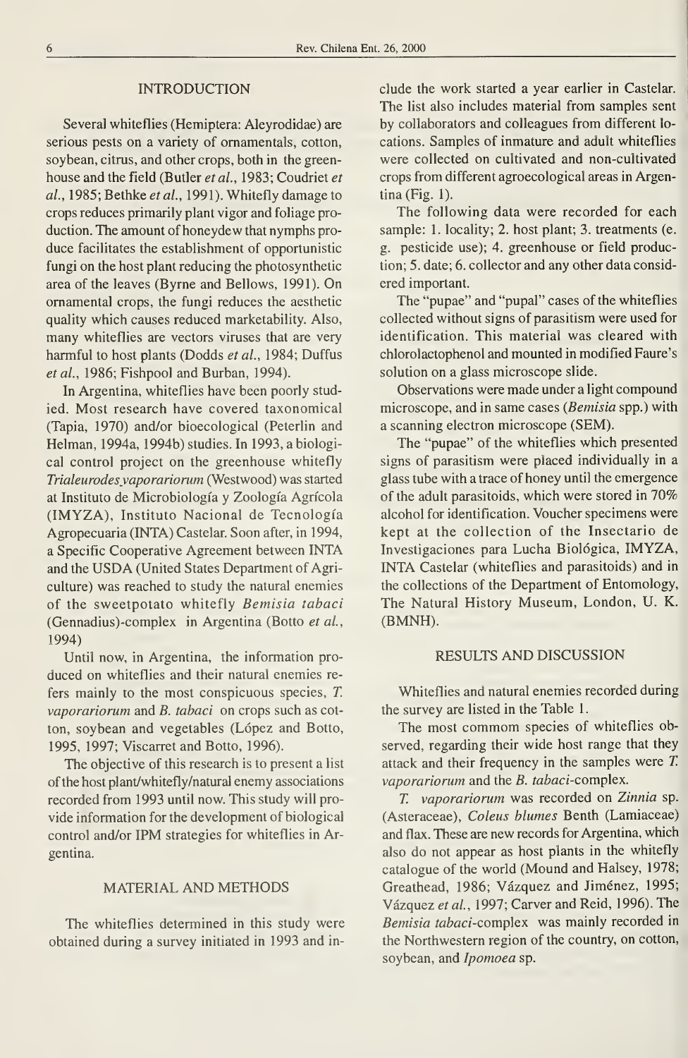## INTRODUCTION

Several whiteflies (Hemiptera: Aleyrodidae) are serious pests on a variety of ornamentals, cotton, soybean, citrus, and other crops, both in the greenhouse and the field (Butler *et al.*, 1983; Coudriet *et al.*, 1985; Bethke *et al.*, 1991). Whitefly damage to crops reduces primarily plant vigor and foliage production. The amount of honeydew that nymphs produce facilitates the establishment of opportunistic fungi on the host plant reducing the photosynthetic area of the leaves (Byrne and Bellows, 1991). On ornamental crops, the fungi reduces the aesthetic quality which causes reduced marketability. Also, many whiteflies are vectors viruses that are very harmful to host plants (Dodds *et al.*, 1984; Duffus *et al.*, 1986; Fishpool and Burban, 1994).

In Argentina, whiteflies have been poorly studied. Most research have covered taxonomical (Tapia, 1970) and/or bioecological (Peterlin and Helman, 1994a, 1994b) studies. In 1993, a biological control project on the greenhouse whitefly *Trialeurodes vaporariorum* (Westwood) was started at Instituto de Microbiología y Zoología Agrícola (IMYZA), Instituto Nacional de Tecnología Agropecuaria (INTA) Castelar. Soon after, in 1994, a Specific Cooperative Agreement between INTA and the USDA (United States Department of Agriculture) was reached to study the natural enemies of the sweetpotato whitefly *Bemisia tabaci* (Gennadius)-complex in Argentina (Botto *et al.*, 1994)

Until now, in Argentina, the information produced on whiteflies and their natural enemies refers mainly to the most conspicuous species, *T. vaporariorum* and *B. tabaci* on crops such as cotton, soybean and vegetables (López and Botto, 1995, 1997; Viscarret and Botto, 1996).

The objective of this research is to present a list of the host plant/whitefly/natural enemy associations recorded from 1993 until now. This study will provide information for the development of biological control and/or IPM strategies for whiteflies in Argentina.

## MATERIAL AND METHODS

The whiteflies determined in this study were obtained during a survey initiated in 1993 and include the work started a year earlier in Castelar. The list also includes material from samples sent by collaborators and colleagues from different locations. Samples of inmature and adult whiteflies were collected on cultivated and non-cultivated crops from different agroecological areas in Argentina (Fig. 1).

The following data were recorded for each sample: 1. locality; 2. host plant; 3. treatments (e. g. pesticide use); 4. greenhouse or field production; 5. date; 6. collector and any other data considered important.

The "pupae" and "pupal" cases of the whiteflies collected without signs of parasitism were used for identification. This material was cleared with chlorolactophenol and mounted in modified Faure's solution on a glass microscope slide.

Observations were made under a light compound microscope, and in same cases (*Bemisia* spp.) with a scanning electron microscope (SEM).

The "pupae" of the whiteflies which presented signs of parasitism were placed individually in a glass tube with a trace of honey until the emergence of the adult parasitoids, which were stored in 70% alcohol for identification. Voucher specimens were kept at the collection of the Insectario de Investigaciones para Lucha Biológica, IMYZA, INTA Castelar (whiteflies and parasitoids) and in the collections of the Department of Entomology, The Natural History Museum, London, U. K. (BMNH).

## RESULTS AND DISCUSSION

Whiteflies and natural enemies recorded during the survey are listed in the Table 1.

The most commom species of whiteflies observed, regarding their wide host range that they attack and their frequency in the samples were *T. vaporariorum* and the *B. tabaci*-complex.

*T. vaporariorum* was recorded on *Zinnia* sp. (Asteraceae), *Coleus blumes* Benth (Lamiaceae) and flax. These are new records for Argentina, which also do not appear as host plants in the whitefly catalogue of the world (Mound and Halsey, 1978; Greathead, 1986; Vázquez and Jiménez, 1995; Vázquez *et al.*, 1997; Carver and Reid, 1996). The *Bemisia tabaci*-complex was mainly recorded in the Northwestern region of the country, on cotton, soybean, and *Ipomoea* sp.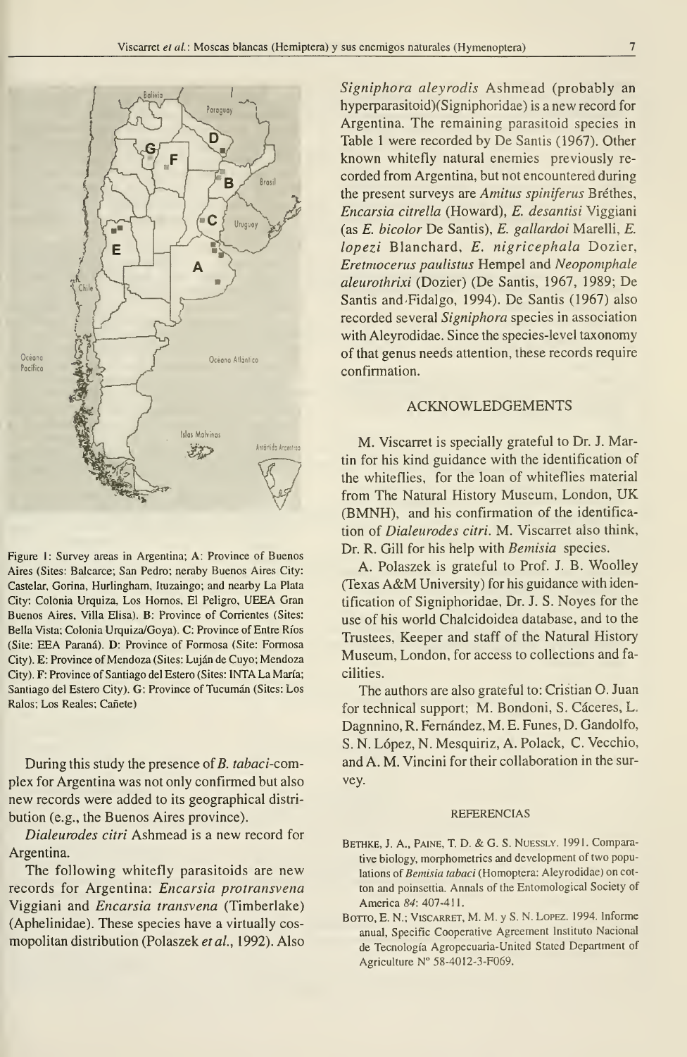Figure 1: Survey areas in Argentina; A: Province of Buenos Aires (Sites: Balcarce; San Pedro; neraby Buenos Aires City: Castelar, Gorina, Hurlingham, Ituzaingo; and nearby La Plata City: Colonia Urquiza, Los Hornos, El Peligro, UEEA Gran Buenos Aires, Villa Elisa). B: Province of Corrientes (Sites: Bella Vista; Colonia Urquiza/Goya). C: Province of Entre Ríos (Site: EEA Paraná). D: Province of Formosa (Site: Formosa City). E: Province of Mendoza (Sites: Luján de Cuyo; Mendoza City). F: Province of Santiago del Estero (Sites: INTA La María; Santiago del Estero City). G: Province of Tucumán (Sites: Los Ralos; Los Reales; Cañete)

During this study the presence of *B. tabaci*-complex for Argentina was not only confirmed but also new records were added to its geographical distribution (e.g., the Buenos Aires province).

*Dialeurodes citri* Ashmead is a new record for Argentina.

The following whitefly parasitoids are new records for Argentina: *Encarsia protransvena* Viggiani and *Encarsia transvena* (Timberlake) (Aphelinidae). These species have a virtually cosmopolitan distribution (Polaszek *et al.*, 1992). Also *Signiphora aleyrodis* Ashmead (probably an hyperparasitoid)(Signiphoridae) is a new record for Argentina. The remaining parasitoid species in Table 1 were recorded by De Santis (1967). Other known whitefly natural enemies previously recorded from Argentina, but not encountered during the present surveys are *Amitus spiniferus* Bréthes, *Encarsia citrella* (Howard), *E. desantisi* Viggiani (as *E. bicolor* De Santis), *E. gallardoi* Marelli, *E. lopezi* Blanchard, *E. nigricephala* Dozier, *Eretmocerus paulistus* Hempel and *Neopomphale aleurothrixi* (Dozier) (De Santis, 1967, 1989; De Santis and Fidalgo, 1994). De Santis (1967) also recorded several *Signiphora* species in association with Aleyrodidae. Since the species-level taxonomy of that genus needs attention, these records require confirmation.

## ACKNOWLEDGEMENTS

M. Viscarret is specially grateful to Dr. J. Martin for his kind guidance with the identification of the whiteflies, for the loan of whiteflies material from The Natural History Museum, London, UK (BMNH), and his confirmation of the identification of *Dialeurodes citri*. M. Viscarret also think, Dr. R. Gill for his help with *Bemisia* species.

A. Polaszek is grateful to Prof. J. B. Woolley (Texas A&M University) for his guidance with identification of Signiphoridae, Dr. J. S. Noyes for the use of his world Chalcidoidea database, and to the Trustees, Keeper and staff of the Natural History Museum, London, for access to collections and facilities.

The authors are also grateful to: Cristian O. Juan for technical support; M. Bondoni, S. Cáceres, L. Dagnnino, R. Fernández, M. E. Funes, D. Gandolfo, S. N. López, N. Mesquiriz, A. Polack, C. Vecchio, and A. M. Vincini for their collaboration in the survey.

## REFERENCIAS

BETHKE, J. A., PAINE, T. D. & G. S. NUESSLY. 1991. Comparative biology, morphometrics and development of two populations of *Bemisia tabaci* (Homoptera: Aleyrodidae) on cotton and poinsettia. Annals of the Entomological Society of America *84*: 407-411.

BOTTO, E. N.; VISCARRET, M. M. y S. N. LOPEZ. 1994. Informe anual, Specific Cooperative Agreement Instituto Nacional de Tecnología Agropecuaria-United Stated Department of Agriculture Nº 58-4012-3-F069.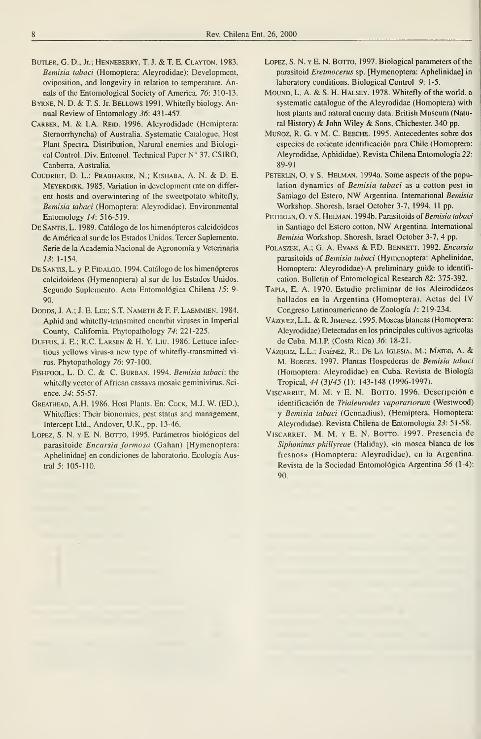Butler, G. D., Jr.; Henneberry, T. J. & T. E. Clayton. 1983. *Bemisia tabaci* (Homoptera: Aleyrodidae): Development, oviposition, and longevity in relation to temperature. Annals of the Entomological Society of America. *76*: 310-13.

Byrne, N. D. & T. S. Jr. Bellows 1991. Whitefly biology. Annual Review of Entomology *36*: 431-457.

Carber, M. & I.A. Reid. 1996. Aleyrodidade (Hemiptera: Sternorrhyncha) of Australia. Systematic Catalogue, Host Plant Spectra, Distribution, Natural enemies and Biological Control. Div. Entomol. Technical Paper N° 37, CSIRO, Canberra, Australia.

Coudriet, D. L.; Prabhaker, N.; Kishaba, A. N. & D. E. Meyerdirk. 1985. Variation in development rate on different hosts and overwintering of the sweetpotato whitefly, *Bemisia tabaci* (Homoptera: Aleyrodidae). Environmental Entomology *14*: 516-519.

De Santis, L. 1989. Catálogo de los himenópteros calcidoideos de América al sur de los Estados Unidos. Tercer Suplemento. Serie de la Academia Nacional de Agronomía y Veterinaria *13*: 1-154.

De Santis, L. y P. Fidalgo. 1994. Catálogo de los himenópteros calcidoideos (Hymenoptera) al sur de los Estados Unidos. Segundo Suplemento. Acta Entomológica Chilena *15*: 9-90.

Dodds, J. A.; J. E. Lee; S.T. Nameth & F. F. Laemmien. 1984. Aphid and whitefly-transmited cucurbit viruses in Imperial County, California. Phytopathology *74*: 221-225.

Duffus, J. E.; R.C. Larsen & H. Y. Liu. 1986. Lettuce infectious yellows virus-a new type of whitefly-transmitted virus. Phytopathology *76*: 97-100.

Fishpool, L. D. C. & C. Burban. 1994. *Bemisia tabaci*: the whitefly vector of African cassava mosaic geminivirus. Science. *34*: 55-57.

Greathead, A.H. 1986. Host Plants. En: Cock, M.J. W. (ED.), Whiteflies: Their bionomics, pest status and management, Intercept Ltd., Andover, U.K., pp. 13-46.

Lopez, S. N. y E. N. Botto, 1995. Parámetros biológicos del parasitoide *Encarsia formosa* (Gahan) [Hymenoptera: Aphelinidae] en condiciones de laboratorio. Ecología Austral *5*: 105-110.

Lopez, S. N. y E. N. Botto, 1997. Biological parameters of the parasitoid *Eretmocerus* sp. [Hymenoptera: Aphelinidae] in laboratory conditions. Biological Control *9*: 1-5.

Mound, L. A. & S. H. Halsey. 1978. Whitefly of the world. a systematic catalogue of the Aleyrodidae (Homoptera) with host plants and natural enemy data. British Museum (Natural History) & John Wiley & Sons, Chichester. 340 pp.

Muñoz, R. G. y M. C. Beeche. 1995. Antecedentes sobre dos especies de reciente identificación para Chile (Homoptera: Aleyrodidae, Aphididae). Revista Chilena Entomología *22*: 89-91

Peterlin, O. y S. Helman. 1994a. Some aspects of the population dynamics of *Bemisia tabaci* as a cotton pest in Santiago del Estero, NW Argentina. International *Bemisia* Workshop. Shoresh, Israel October 3-7, 1994, 11 pp.

Peterlin, O. y S. Helman. 1994b. Parasitoids of *Bemisia tabaci* in Santiago del Estero cotton, NW Argentina. International *Bemisia* Workshop. Shoresh, Israel October 3-7, 4 pp.

Polaszek, A.; G. A. Evans & F.D. Bennett. 1992. *Encarsia* parasitoids of *Bemisia tabaci* (Hymenoptera: Aphelinidae, Homoptera: Aleyrodidae)-A preliminary guide to identification. Bulletin of Entomological Research *82*: 375-392.

Tapia, E. A. 1970. Estudio preliminar de los Aleirodideos hallados en la Argentina (Homoptera). Actas del IV Congreso Latinoamericano de Zoología *1*: 219-234.

Vázquez, L.L. & R. Jiménez. 1995. Moscas blancas (Homoptera: Aleyrodidae) Detectadas en los principales cultivos agrícolas de Cuba. M.I.P. (Costa Rica) *36*: 18-21.

Vázquez, L.L.; Jiménez, R.; De La Iglesia, M.; Mateo, A. & M. Borges. 1997. Plantas Hospederas de *Bemisia tabaci* (Homoptera: Aleyrodidae) en Cuba. Revista de Biología Tropical, *44* (3)/*45* (1): 143-148 (1996-1997).

Viscarret, M. M. y E. N. Botto. 1996. Descripción e identificación de *Trialeurodes vaporariorum* (Westwood) y *Bemisia tabaci* (Gennadius), (Hemiptera, Homoptera: Aleyrodidae). Revista Chilena de Entomología *23*: 51-58.

Viscarret, M. M. y E. N. Botto. 1997. Presencia de *Siphoninus phillyreae* (Haliday), «la mosca blanca de los fresnos» (Homoptera: Aleyrodidae), en la Argentina. Revista de la Sociedad Entomológica Argentina *56* (1-4): 90.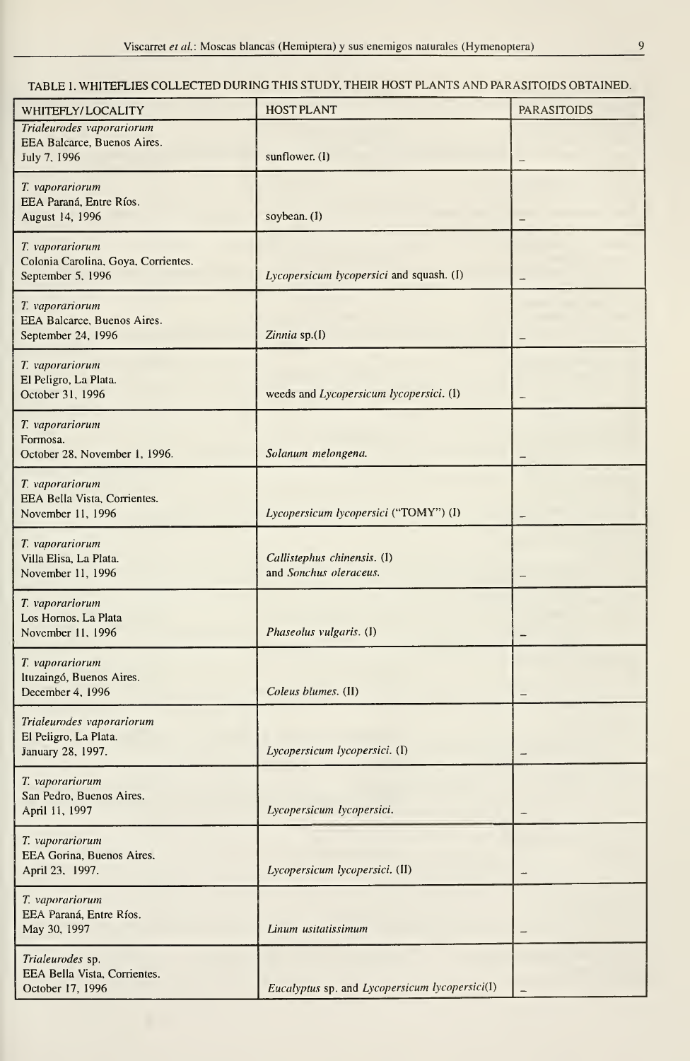TABLE 1. WHITEFLIES COLLECTED DURING THIS STUDY, THEIR HOST PLANTS AND PARASITOIDS OBTAINED.

| WHITEFLY/ LOCALITY | HOST PLANT | PARASITOIDS |
|---|---|---|
| *Trialeurodes vaporariorum* EEA Balcarce, Buenos Aires. July 7, 1996 | sunflower. (I) | – |
| *T. vaporariorum* EEA Paraná, Entre Ríos. August 14, 1996 | soybean. (I) | – |
| *T. vaporariorum* Colonia Carolina, Goya, Corrientes. September 5, 1996 | *Lycopersicum lycopersici* and squash. (I) | – |
| *T. vaporariorum* EEA Balcarce, Buenos Aires. September 24, 1996 | *Zinnia* sp.(I) | – |
| *T. vaporariorum* El Peligro, La Plata. October 31, 1996 | weeds and *Lycopersicum lycopersici*. (I) | – |
| *T. vaporariorum* Formosa. October 28, November 1, 1996. | *Solanum melongena*. | – |
| *T. vaporariorum* EEA Bella Vista, Corrientes. November 11, 1996 | *Lycopersicum lycopersici* ("TOMY") (I) | – |
| *T. vaporariorum* Villa Elisa, La Plata. November 11, 1996 | *Callistephus chinensis*. (I) and *Sonchus oleraceus*. | – |
| *T. vaporariorum* Los Hornos, La Plata November 11, 1996 | *Phaseolus vulgaris*. (I) | – |
| *T. vaporariorum* Ituzaingó, Buenos Aires. December 4, 1996 | *Coleus blumes*. (II) | – |
| *Trialeurodes vaporariorum* El Peligro, La Plata. January 28, 1997. | *Lycopersicum lycopersici*. (I) | – |
| *T. vaporariorum* San Pedro, Buenos Aires. April 11, 1997 | *Lycopersicum lycopersici*. | – |
| *T. vaporariorum* EEA Gorina, Buenos Aires. April 23, 1997. | *Lycopersicum lycopersici*. (II) | – |
| *T. vaporariorum* EEA Paraná, Entre Ríos. May 30, 1997 | *Linum usitatissimum* | – |
| *Trialeurodes* sp. EEA Bella Vista, Corrientes. October 17, 1996 | *Eucalyptus* sp. and *Lycopersicum lycopersici*(I) | – |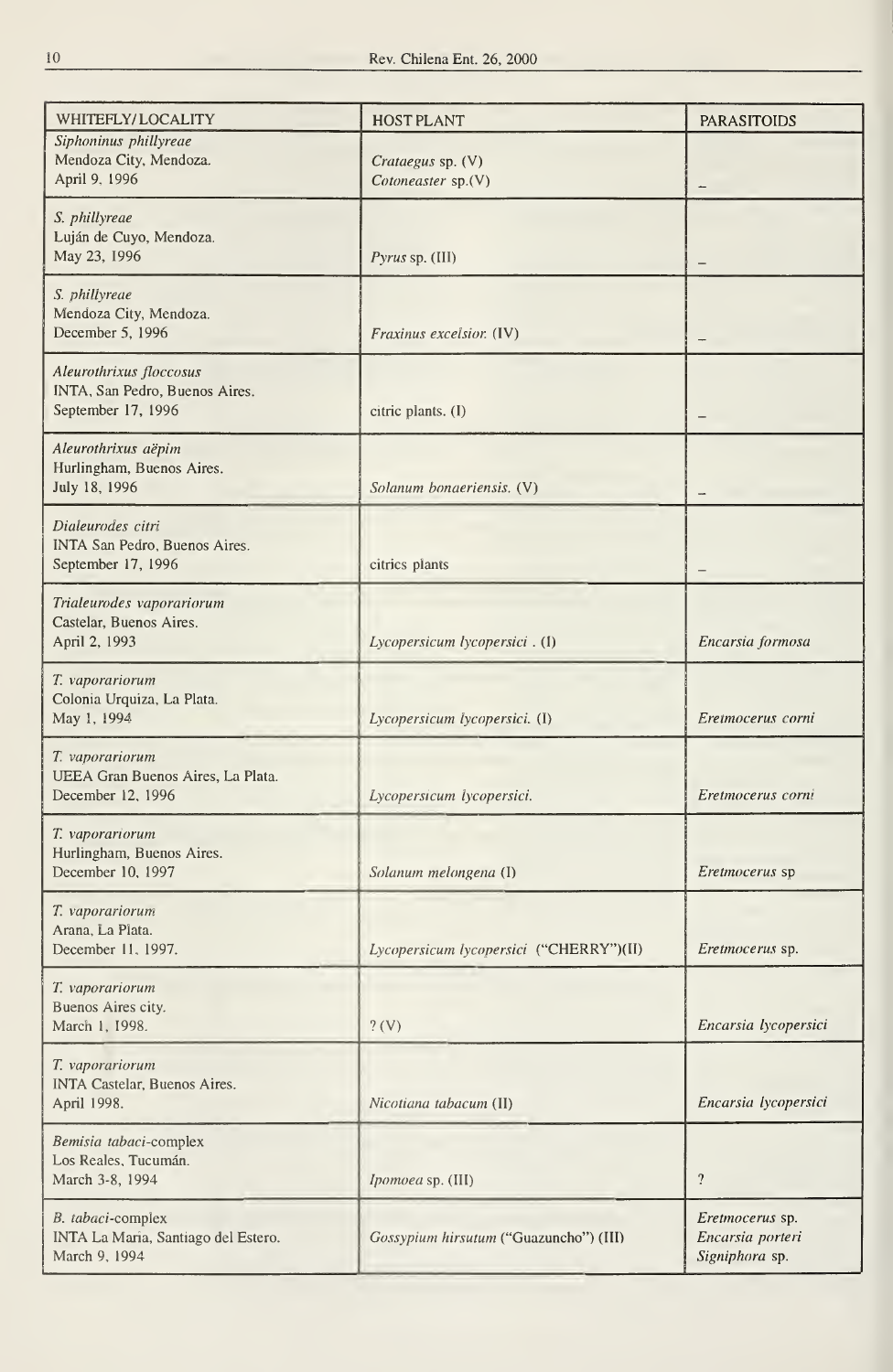| WHITEFLY/LOCALITY | HOST PLANT | PARASITOIDS |
|---|---|---|
| *Siphoninus phillyreae*<br>Mendoza City, Mendoza.<br>April 9, 1996 | *Crataegus* sp. (V)<br>*Cotoneaster* sp.(V) | – |
| *S. phillyreae*<br>Luján de Cuyo, Mendoza.<br>May 23, 1996 | *Pyrus* sp. (III) | – |
| *S. phillyreae*<br>Mendoza City, Mendoza.<br>December 5, 1996 | *Fraxinus excelsior.* (IV) | – |
| *Aleurothrixus floccosus*<br>INTA, San Pedro, Buenos Aires.<br>September 17, 1996 | citric plants. (I) | – |
| *Aleurothrixus aëpim*<br>Hurlingham, Buenos Aires.<br>July 18, 1996 | *Solanum bonaeriensis.* (V) | – |
| *Dialeurodes citri*<br>INTA San Pedro, Buenos Aires.<br>September 17, 1996 | citrics plants | – |
| *Trialeurodes vaporariorum*<br>Castelar, Buenos Aires.<br>April 2, 1993 | *Lycopersicum lycopersici* . (I) | *Encarsia formosa* |
| *T. vaporariorum*<br>Colonia Urquiza, La Plata.<br>May 1, 1994 | *Lycopersicum lycopersici.* (I) | *Eretmocerus corni* |
| *T. vaporariorum*<br>UEEA Gran Buenos Aires, La Plata.<br>December 12, 1996 | *Lycopersicum lycopersici.* | *Eretmocerus corni* |
| *T. vaporariorum*<br>Hurlingham, Buenos Aires.<br>December 10, 1997 | *Solanum melongena* (I) | *Eretmocerus* sp |
| *T. vaporariorum*<br>Arana, La Plata.<br>December 11, 1997. | *Lycopersicum lycopersici* ("CHERRY")(II) | *Eretmocerus* sp. |
| *T. vaporariorum*<br>Buenos Aires city.<br>March 1, 1998. | ? (V) | *Encarsia lycopersici* |
| *T. vaporariorum*<br>INTA Castelar, Buenos Aires.<br>April 1998. | *Nicotiana tabacum* (II) | *Encarsia lycopersici* |
| *Bemisia tabaci*-complex<br>Los Reales, Tucumán.<br>March 3-8, 1994 | *Ipomoea* sp. (III) | ? |
| *B. tabaci*-complex<br>INTA La Maria, Santiago del Estero.<br>March 9, 1994 | *Gossypium hirsutum* ("Guazuncho") (III) | *Eretmocerus* sp.<br>*Encarsia porteri*<br>*Signiphora* sp. |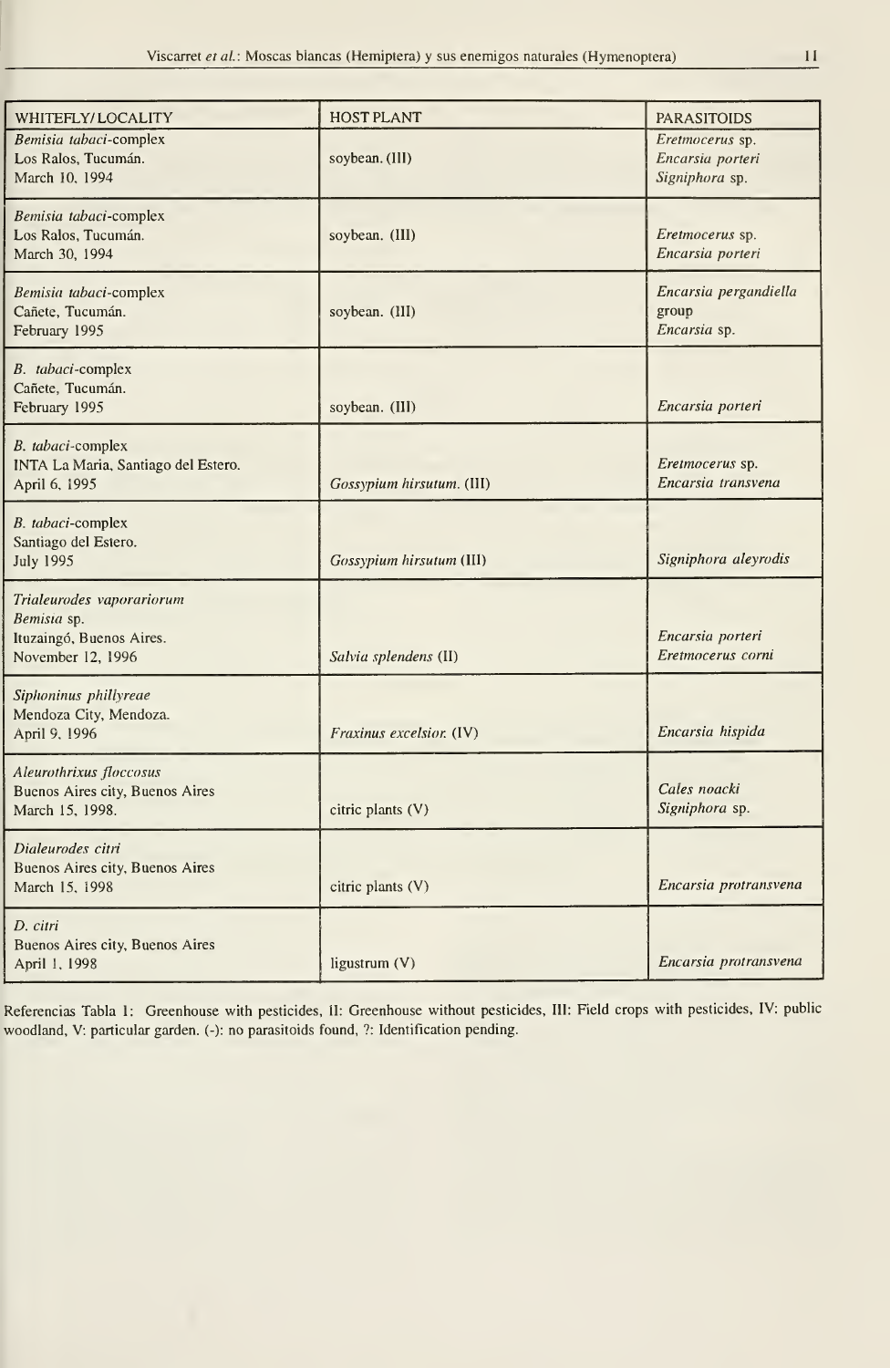| WHITEFLY/ LOCALITY | HOST PLANT | PARASITOIDS |
|---|---|---|
| *Bemisia tabaci*-complex<br>Los Ralos, Tucumán.<br>March 10, 1994 | soybean. (III) | *Eretmocerus* sp.<br>*Encarsia porteri*<br>*Signiphora* sp. |
| *Bemisia tabaci*-complex<br>Los Ralos, Tucumán.<br>March 30, 1994 | soybean. (III) | *Eretmocerus* sp.<br>*Encarsia porteri* |
| *Bemisia tabaci*-complex<br>Cañete, Tucumán.<br>February 1995 | soybean. (III) | *Encarsia pergandiella* group<br>*Encarsia* sp. |
| *B. tabaci*-complex<br>Cañete, Tucumán.<br>February 1995 | soybean. (III) | *Encarsia porteri* |
| *B. tabaci*-complex<br>INTA La María, Santiago del Estero.<br>April 6, 1995 | *Gossypium hirsutum*. (III) | *Eretmocerus* sp.<br>*Encarsia transvena* |
| *B. tabaci*-complex<br>Santiago del Estero.<br>July 1995 | *Gossypium hirsutum* (III) | *Signiphora aleyrodis* |
| *Trialeurodes vaporariorum*<br>*Bemisia* sp.<br>Ituzaingó, Buenos Aires.<br>November 12, 1996 | *Salvia splendens* (II) | *Encarsia porteri*<br>*Eretmocerus corni* |
| *Siphoninus phillyreae*<br>Mendoza City, Mendoza.<br>April 9, 1996 | *Fraxinus excelsior*. (IV) | *Encarsia hispida* |
| *Aleurothrixus floccosus*<br>Buenos Aires city, Buenos Aires<br>March 15, 1998. | citric plants (V) | *Cales noacki*<br>*Signiphora* sp. |
| *Dialeurodes citri*<br>Buenos Aires city, Buenos Aires<br>March 15, 1998 | citric plants (V) | *Encarsia protransvena* |
| *D. citri*<br>Buenos Aires city, Buenos Aires<br>April 1, 1998 | ligustrum (V) | *Encarsia protransvena* |

Referencias Tabla 1: Greenhouse with pesticides, II: Greenhouse without pesticides, III: Field crops with pesticides, IV: public woodland, V: particular garden. (-): no parasitoids found, ?: Identification pending.